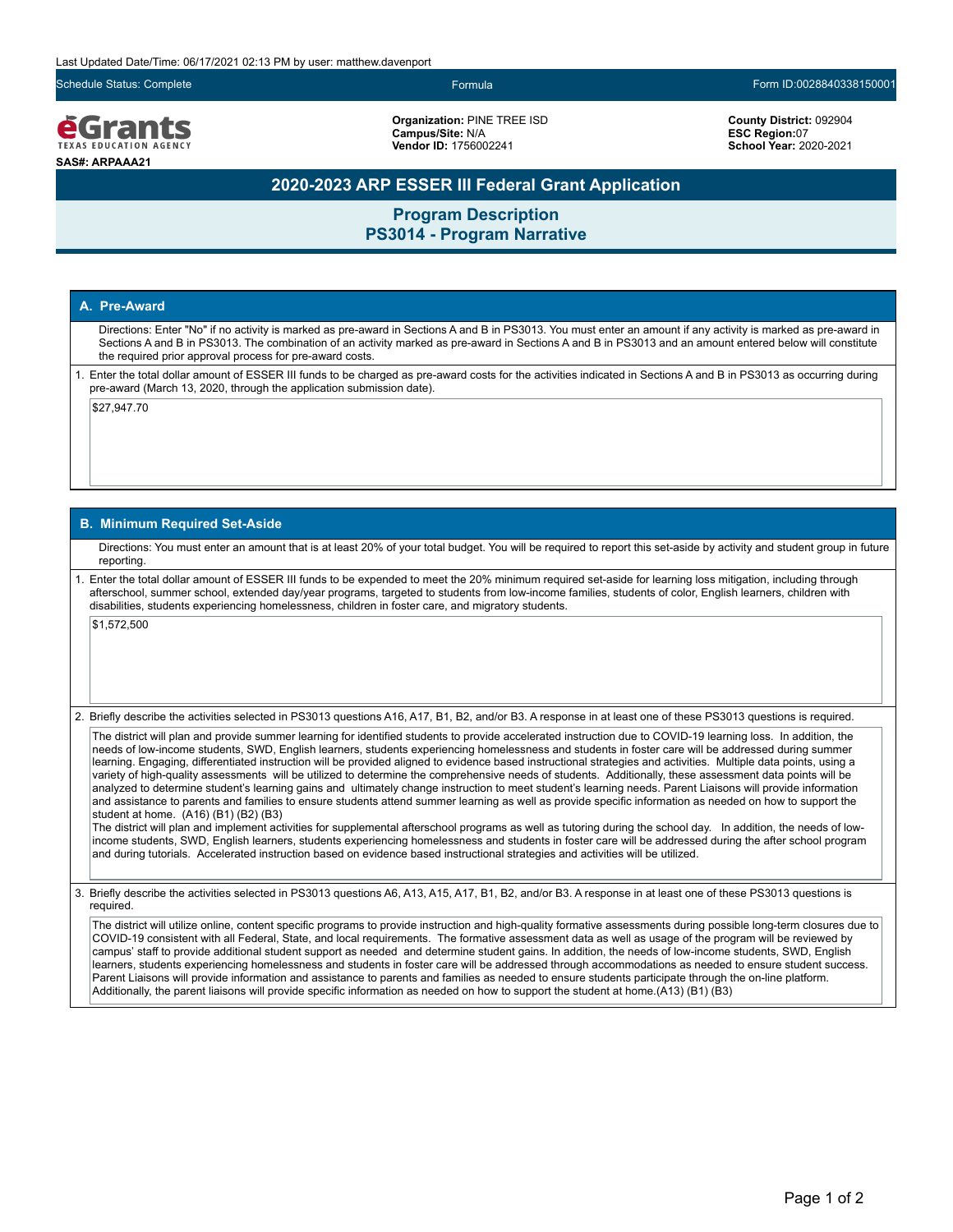Last Updated Date/Time: 06/17/2021 02:13 PM by user: matthew.davenport

Schedule Status: Complete | Formula | Form ID:0028840338150001

**eGrants** TEXAS EDUCATION AGENCY

**SAS#: ARPAAA21**

**Organization:** PINE TREE ISD
**Campus/Site:** N/A
**Vendor ID:** 1756002241

**County District:** 092904
**ESC Region:**07
**School Year:** 2020-2021

# 2020-2023 ARP ESSER III Federal Grant Application

## Program Description
## PS3014 - Program Narrative

### A. Pre-Award

Directions: Enter "No" if no activity is marked as pre-award in Sections A and B in PS3013. You must enter an amount if any activity is marked as pre-award in Sections A and B in PS3013. The combination of an activity marked as pre-award in Sections A and B in PS3013 and an amount entered below will constitute the required prior approval process for pre-award costs.

1. Enter the total dollar amount of ESSER III funds to be charged as pre-award costs for the activities indicated in Sections A and B in PS3013 as occurring during pre-award (March 13, 2020, through the application submission date).

$27,947.70

### B. Minimum Required Set-Aside

Directions: You must enter an amount that is at least 20% of your total budget. You will be required to report this set-aside by activity and student group in future reporting.

1. Enter the total dollar amount of ESSER III funds to be expended to meet the 20% minimum required set-aside for learning loss mitigation, including through afterschool, summer school, extended day/year programs, targeted to students from low-income families, students of color, English learners, children with disabilities, students experiencing homelessness, children in foster care, and migratory students.

$1,572,500

2. Briefly describe the activities selected in PS3013 questions A16, A17, B1, B2, and/or B3. A response in at least one of these PS3013 questions is required.

The district will plan and provide summer learning for identified students to provide accelerated instruction due to COVID-19 learning loss. In addition, the needs of low-income students, SWD, English learners, students experiencing homelessness and students in foster care will be addressed during summer learning. Engaging, differentiated instruction will be provided aligned to evidence based instructional strategies and activities. Multiple data points, using a variety of high-quality assessments will be utilized to determine the comprehensive needs of students. Additionally, these assessment data points will be analyzed to determine student's learning gains and ultimately change instruction to meet student's learning needs. Parent Liaisons will provide information and assistance to parents and families to ensure students attend summer learning as well as provide specific information as needed on how to support the student at home. (A16) (B1) (B2) (B3)
The district will plan and implement activities for supplemental afterschool programs as well as tutoring during the school day. In addition, the needs of low-income students, SWD, English learners, students experiencing homelessness and students in foster care will be addressed during the after school program and during tutorials. Accelerated instruction based on evidence based instructional strategies and activities will be utilized.

3. Briefly describe the activities selected in PS3013 questions A6, A13, A15, A17, B1, B2, and/or B3. A response in at least one of these PS3013 questions is required.

The district will utilize online, content specific programs to provide instruction and high-quality formative assessments during possible long-term closures due to COVID-19 consistent with all Federal, State, and local requirements. The formative assessment data as well as usage of the program will be reviewed by campus' staff to provide additional student support as needed and determine student gains. In addition, the needs of low-income students, SWD, English learners, students experiencing homelessness and students in foster care will be addressed through accommodations as needed to ensure student success. Parent Liaisons will provide information and assistance to parents and families as needed to ensure students participate through the on-line platform. Additionally, the parent liaisons will provide specific information as needed on how to support the student at home.(A13) (B1) (B3)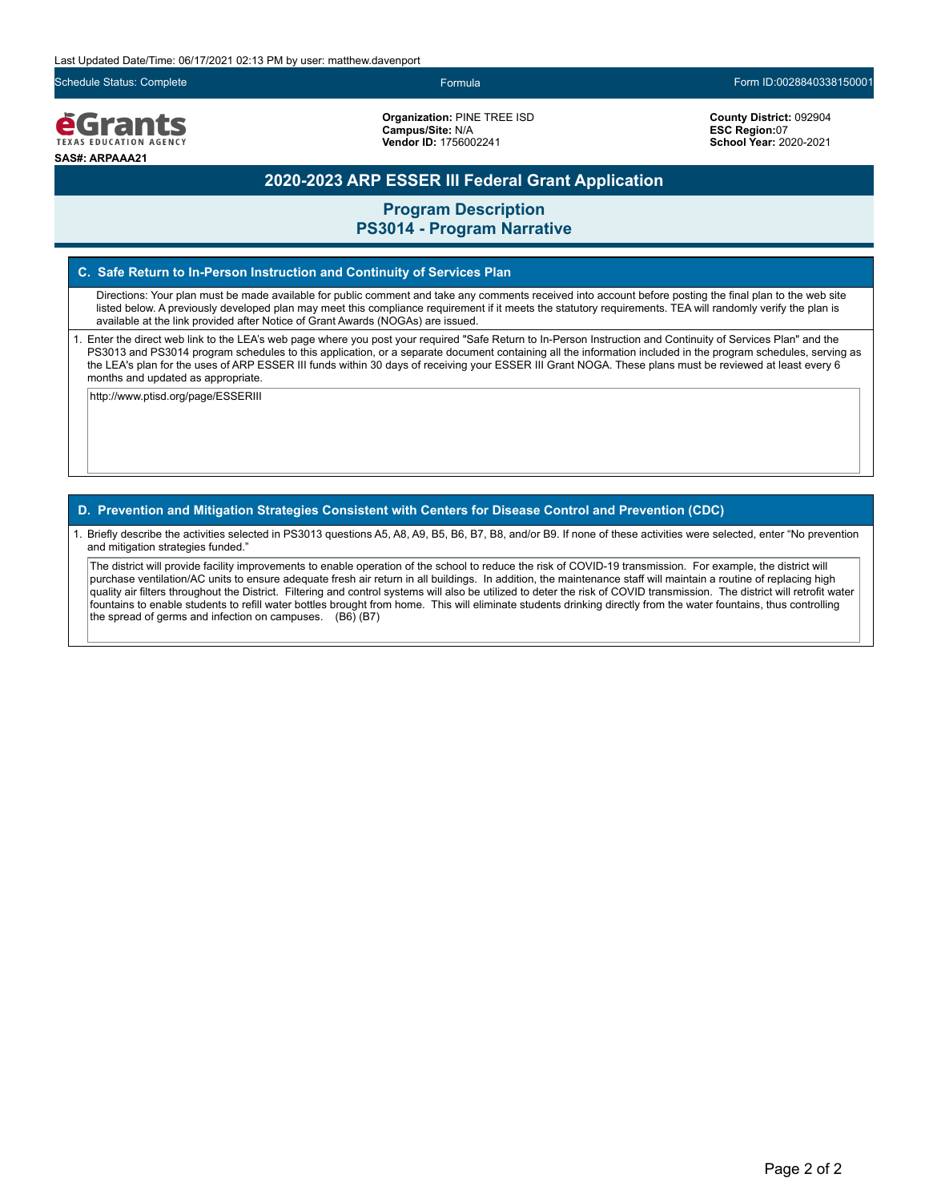Last Updated Date/Time: 06/17/2021 02:13 PM by user: matthew.davenport

Schedule Status: Complete | Formula | Form ID:0028840338150001

**eGrants** TEXAS EDUCATION AGENCY

**SAS#: ARPAAA21**

**Organization:** PINE TREE ISD
**Campus/Site:** N/A
**Vendor ID:** 1756002241

**County District:** 092904
**ESC Region:** 07
**School Year:** 2020-2021

# 2020-2023 ARP ESSER III Federal Grant Application

## Program Description
## PS3014 - Program Narrative

### C. Safe Return to In-Person Instruction and Continuity of Services Plan

Directions: Your plan must be made available for public comment and take any comments received into account before posting the final plan to the web site listed below. A previously developed plan may meet this compliance requirement if it meets the statutory requirements. TEA will randomly verify the plan is available at the link provided after Notice of Grant Awards (NOGAs) are issued.

1. Enter the direct web link to the LEA's web page where you post your required "Safe Return to In-Person Instruction and Continuity of Services Plan" and the PS3013 and PS3014 program schedules to this application, or a separate document containing all the information included in the program schedules, serving as the LEA's plan for the uses of ARP ESSER III funds within 30 days of receiving your ESSER III Grant NOGA. These plans must be reviewed at least every 6 months and updated as appropriate.

http://www.ptisd.org/page/ESSERIII

### D. Prevention and Mitigation Strategies Consistent with Centers for Disease Control and Prevention (CDC)

1. Briefly describe the activities selected in PS3013 questions A5, A8, A9, B5, B6, B7, B8, and/or B9. If none of these activities were selected, enter "No prevention and mitigation strategies funded."

The district will provide facility improvements to enable operation of the school to reduce the risk of COVID-19 transmission. For example, the district will purchase ventilation/AC units to ensure adequate fresh air return in all buildings. In addition, the maintenance staff will maintain a routine of replacing high quality air filters throughout the District. Filtering and control systems will also be utilized to deter the risk of COVID transmission. The district will retrofit water fountains to enable students to refill water bottles brought from home. This will eliminate students drinking directly from the water fountains, thus controlling the spread of germs and infection on campuses. (B6) (B7)